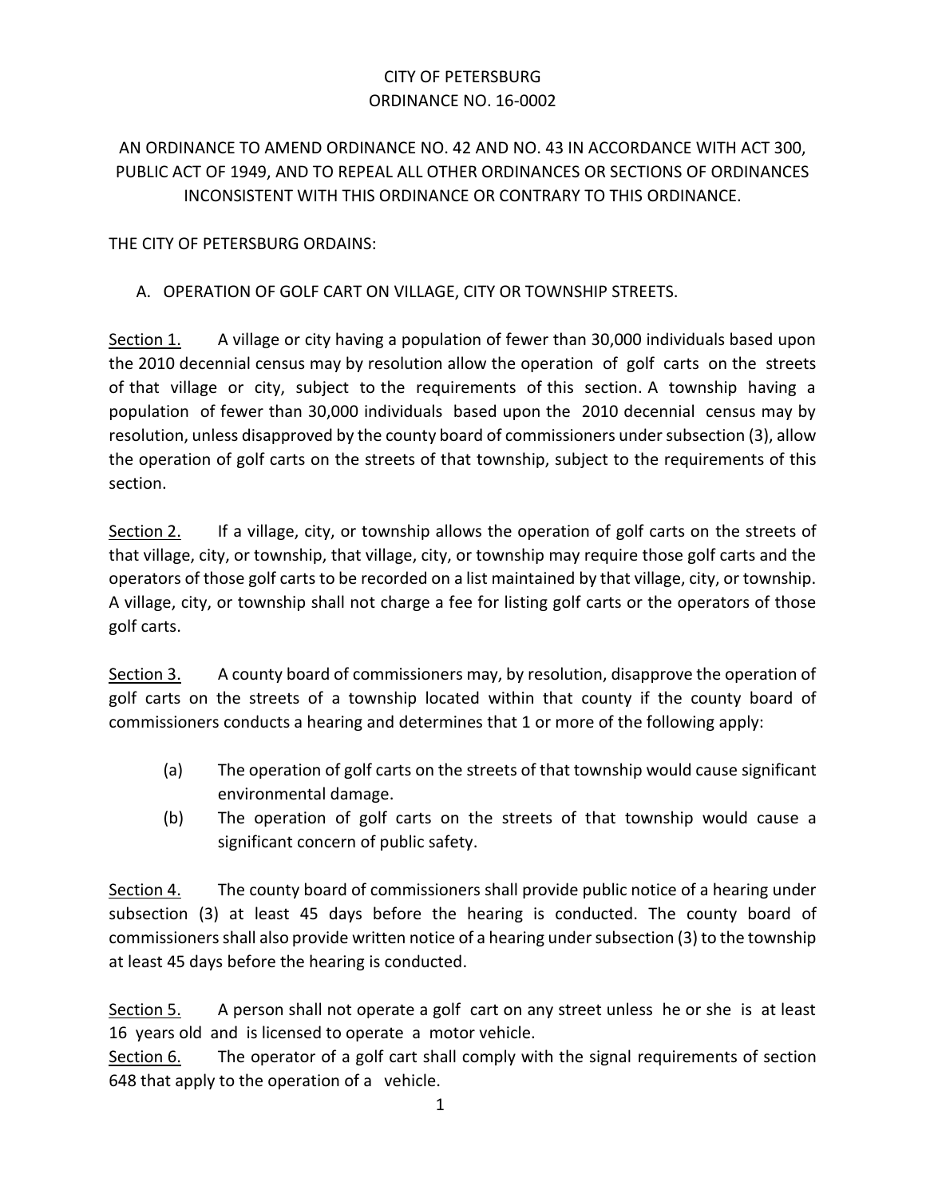CITY OF PETERSBURG
ORDINANCE NO. 16-0002

AN ORDINANCE TO AMEND ORDINANCE NO. 42 AND NO. 43 IN ACCORDANCE WITH ACT 300, PUBLIC ACT OF 1949, AND TO REPEAL ALL OTHER ORDINANCES OR SECTIONS OF ORDINANCES INCONSISTENT WITH THIS ORDINANCE OR CONTRARY TO THIS ORDINANCE.

THE CITY OF PETERSBURG ORDAINS:

A. OPERATION OF GOLF CART ON VILLAGE, CITY OR TOWNSHIP STREETS.

Section 1. A village or city having a population of fewer than 30,000 individuals based upon the 2010 decennial census may by resolution allow the operation of golf carts on the streets of that village or city, subject to the requirements of this section. A township having a population of fewer than 30,000 individuals based upon the 2010 decennial census may by resolution, unless disapproved by the county board of commissioners under subsection (3), allow the operation of golf carts on the streets of that township, subject to the requirements of this section.

Section 2. If a village, city, or township allows the operation of golf carts on the streets of that village, city, or township, that village, city, or township may require those golf carts and the operators of those golf carts to be recorded on a list maintained by that village, city, or township. A village, city, or township shall not charge a fee for listing golf carts or the operators of those golf carts.

Section 3. A county board of commissioners may, by resolution, disapprove the operation of golf carts on the streets of a township located within that county if the county board of commissioners conducts a hearing and determines that 1 or more of the following apply:

(a) The operation of golf carts on the streets of that township would cause significant environmental damage.

(b) The operation of golf carts on the streets of that township would cause a significant concern of public safety.

Section 4. The county board of commissioners shall provide public notice of a hearing under subsection (3) at least 45 days before the hearing is conducted. The county board of commissioners shall also provide written notice of a hearing under subsection (3) to the township at least 45 days before the hearing is conducted.

Section 5. A person shall not operate a golf cart on any street unless he or she is at least 16 years old and is licensed to operate a motor vehicle.

Section 6. The operator of a golf cart shall comply with the signal requirements of section 648 that apply to the operation of a vehicle.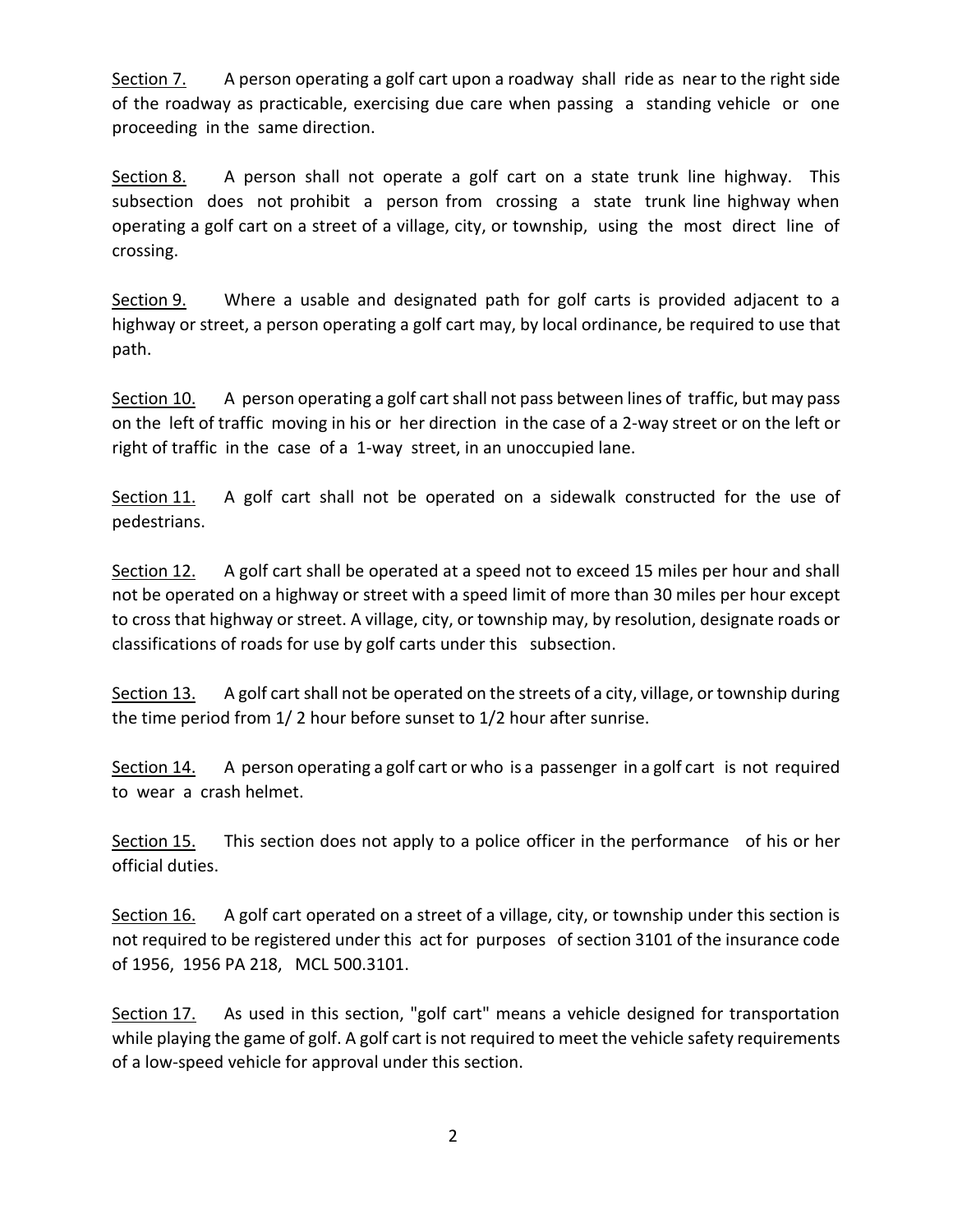<u>Section 7.</u> A person operating a golf cart upon a roadway shall ride as near to the right side of the roadway as practicable, exercising due care when passing a standing vehicle or one proceeding in the same direction.

<u>Section 8.</u> A person shall not operate a golf cart on a state trunk line highway. This subsection does not prohibit a person from crossing a state trunk line highway when operating a golf cart on a street of a village, city, or township, using the most direct line of crossing.

<u>Section 9.</u> Where a usable and designated path for golf carts is provided adjacent to a highway or street, a person operating a golf cart may, by local ordinance, be required to use that path.

<u>Section 10.</u> A person operating a golf cart shall not pass between lines of traffic, but may pass on the left of traffic moving in his or her direction in the case of a 2-way street or on the left or right of traffic in the case of a 1-way street, in an unoccupied lane.

<u>Section 11.</u> A golf cart shall not be operated on a sidewalk constructed for the use of pedestrians.

<u>Section 12.</u> A golf cart shall be operated at a speed not to exceed 15 miles per hour and shall not be operated on a highway or street with a speed limit of more than 30 miles per hour except to cross that highway or street. A village, city, or township may, by resolution, designate roads or classifications of roads for use by golf carts under this subsection.

<u>Section 13.</u> A golf cart shall not be operated on the streets of a city, village, or township during the time period from 1/ 2 hour before sunset to 1/2 hour after sunrise.

<u>Section 14.</u> A person operating a golf cart or who is a passenger in a golf cart is not required to wear a crash helmet.

<u>Section 15.</u> This section does not apply to a police officer in the performance of his or her official duties.

<u>Section 16.</u> A golf cart operated on a street of a village, city, or township under this section is not required to be registered under this act for purposes of section 3101 of the insurance code of 1956, 1956 PA 218, MCL 500.3101.

<u>Section 17.</u> As used in this section, "golf cart" means a vehicle designed for transportation while playing the game of golf. A golf cart is not required to meet the vehicle safety requirements of a low-speed vehicle for approval under this section.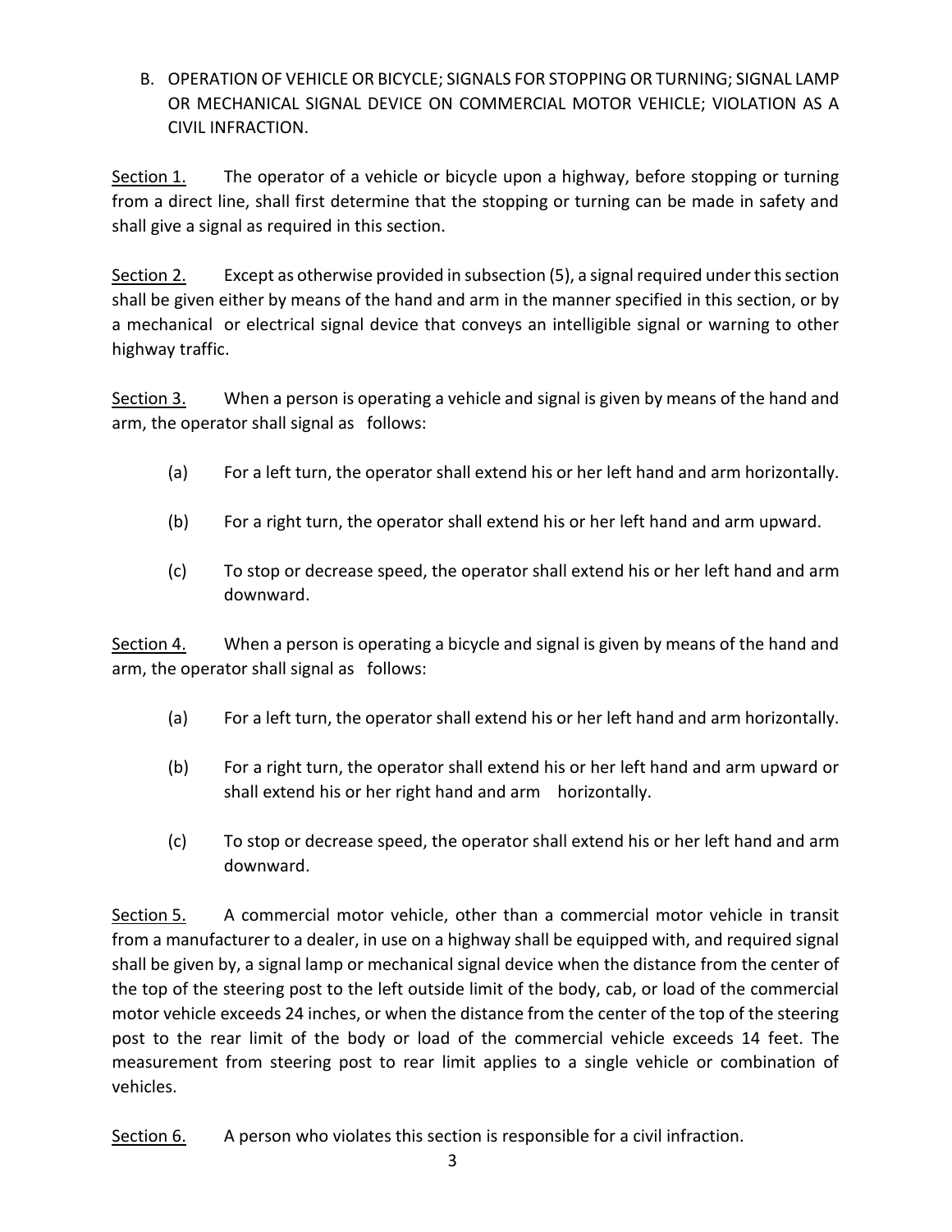B. OPERATION OF VEHICLE OR BICYCLE; SIGNALS FOR STOPPING OR TURNING; SIGNAL LAMP OR MECHANICAL SIGNAL DEVICE ON COMMERCIAL MOTOR VEHICLE; VIOLATION AS A CIVIL INFRACTION.

<u>Section 1.</u> The operator of a vehicle or bicycle upon a highway, before stopping or turning from a direct line, shall first determine that the stopping or turning can be made in safety and shall give a signal as required in this section.

<u>Section 2.</u> Except as otherwise provided in subsection (5), a signal required under this section shall be given either by means of the hand and arm in the manner specified in this section, or by a mechanical or electrical signal device that conveys an intelligible signal or warning to other highway traffic.

<u>Section 3.</u> When a person is operating a vehicle and signal is given by means of the hand and arm, the operator shall signal as follows:

(a) For a left turn, the operator shall extend his or her left hand and arm horizontally.

(b) For a right turn, the operator shall extend his or her left hand and arm upward.

(c) To stop or decrease speed, the operator shall extend his or her left hand and arm downward.

<u>Section 4.</u> When a person is operating a bicycle and signal is given by means of the hand and arm, the operator shall signal as follows:

(a) For a left turn, the operator shall extend his or her left hand and arm horizontally.

(b) For a right turn, the operator shall extend his or her left hand and arm upward or shall extend his or her right hand and arm horizontally.

(c) To stop or decrease speed, the operator shall extend his or her left hand and arm downward.

<u>Section 5.</u> A commercial motor vehicle, other than a commercial motor vehicle in transit from a manufacturer to a dealer, in use on a highway shall be equipped with, and required signal shall be given by, a signal lamp or mechanical signal device when the distance from the center of the top of the steering post to the left outside limit of the body, cab, or load of the commercial motor vehicle exceeds 24 inches, or when the distance from the center of the top of the steering post to the rear limit of the body or load of the commercial vehicle exceeds 14 feet. The measurement from steering post to rear limit applies to a single vehicle or combination of vehicles.

<u>Section 6.</u> A person who violates this section is responsible for a civil infraction.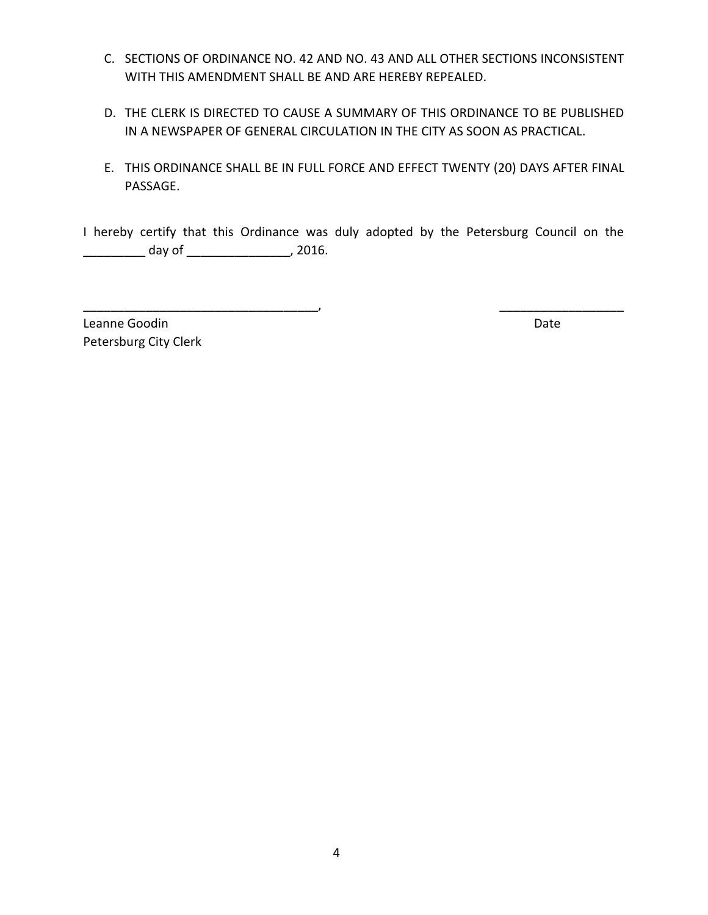C. SECTIONS OF ORDINANCE NO. 42 AND NO. 43 AND ALL OTHER SECTIONS INCONSISTENT WITH THIS AMENDMENT SHALL BE AND ARE HEREBY REPEALED.

D. THE CLERK IS DIRECTED TO CAUSE A SUMMARY OF THIS ORDINANCE TO BE PUBLISHED IN A NEWSPAPER OF GENERAL CIRCULATION IN THE CITY AS SOON AS PRACTICAL.

E. THIS ORDINANCE SHALL BE IN FULL FORCE AND EFFECT TWENTY (20) DAYS AFTER FINAL PASSAGE.

I hereby certify that this Ordinance was duly adopted by the Petersburg Council on the _________ day of _______________, 2016.

___________________________________, ___________________

Leanne Goodin Date

Petersburg City Clerk